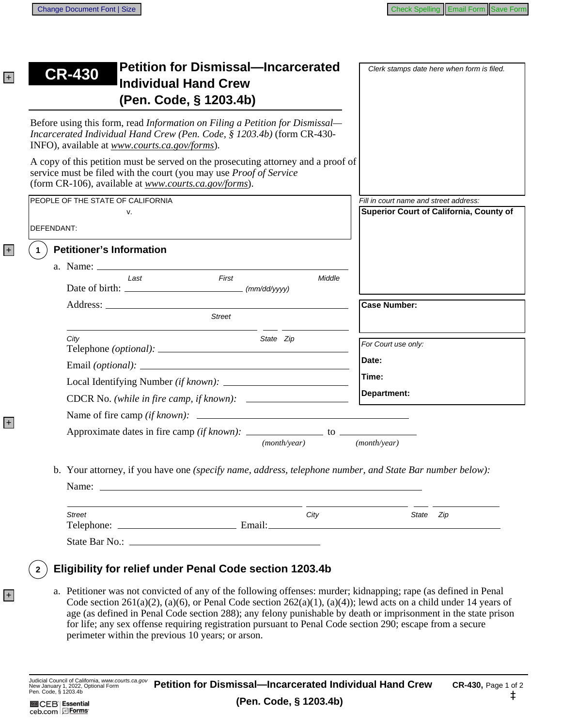# CR-430 Petition for Dismissal—Incarcerated Individual Hand Crew (Pen. Code, § 1203.4b)

*Clerk stamps date here when form is filed.*

Before using this form, read *Information on Filing a Petition for Dismissal—Incarcerated Individual Hand Crew (Pen. Code, § 1203.4b)* (form CR-430-INFO), available at *www.courts.ca.gov/forms*).

A copy of this petition must be served on the prosecuting attorney and a proof of service must be filed with the court (you may use *Proof of Service* (form CR-106), available at *www.courts.ca.gov/forms*).

PEOPLE OF THE STATE OF CALIFORNIA

v.

DEFENDANT:

*Fill in court name and street address:*

**Superior Court of California, County of**

**Case Number:**

*For Court use only:*

**Date:**

**Time:**

**Department:**

## 1 Petitioner's Information

a. Name: ______________________

*Last* *First* *Middle*

Date of birth: ______________ *(mm/dd/yyyy)*

Address: ______________________

*Street*

*City* *State* *Zip*

Telephone *(optional)*: ______________

Email *(optional)*: ______________

Local Identifying Number *(if known)*: ______________

CDCR No. *(while in fire camp, if known)*: ______________

Name of fire camp *(if known)*: ______________

Approximate dates in fire camp *(if known)*: ______________ to ______________

*(month/year)* *(month/year)*

b. Your attorney, if you have one *(specify name, address, telephone number, and State Bar number below)*:

Name: ______________________

*Street* *City* *State* *Zip*

Telephone: ______________ Email: ______________

State Bar No.: ______________

## 2 Eligibility for relief under Penal Code section 1203.4b

a. Petitioner was not convicted of any of the following offenses: murder; kidnapping; rape (as defined in Penal Code section 261(a)(2), (a)(6), or Penal Code section 262(a)(1), (a)(4)); lewd acts on a child under 14 years of age (as defined in Penal Code section 288); any felony punishable by death or imprisonment in the state prison for life; any sex offense requiring registration pursuant to Penal Code section 290; escape from a secure perimeter within the previous 10 years; or arson.

Judicial Council of California, *www.courts.ca.gov*
New January 1, 2022, Optional Form
Pen. Code, § 1203.4b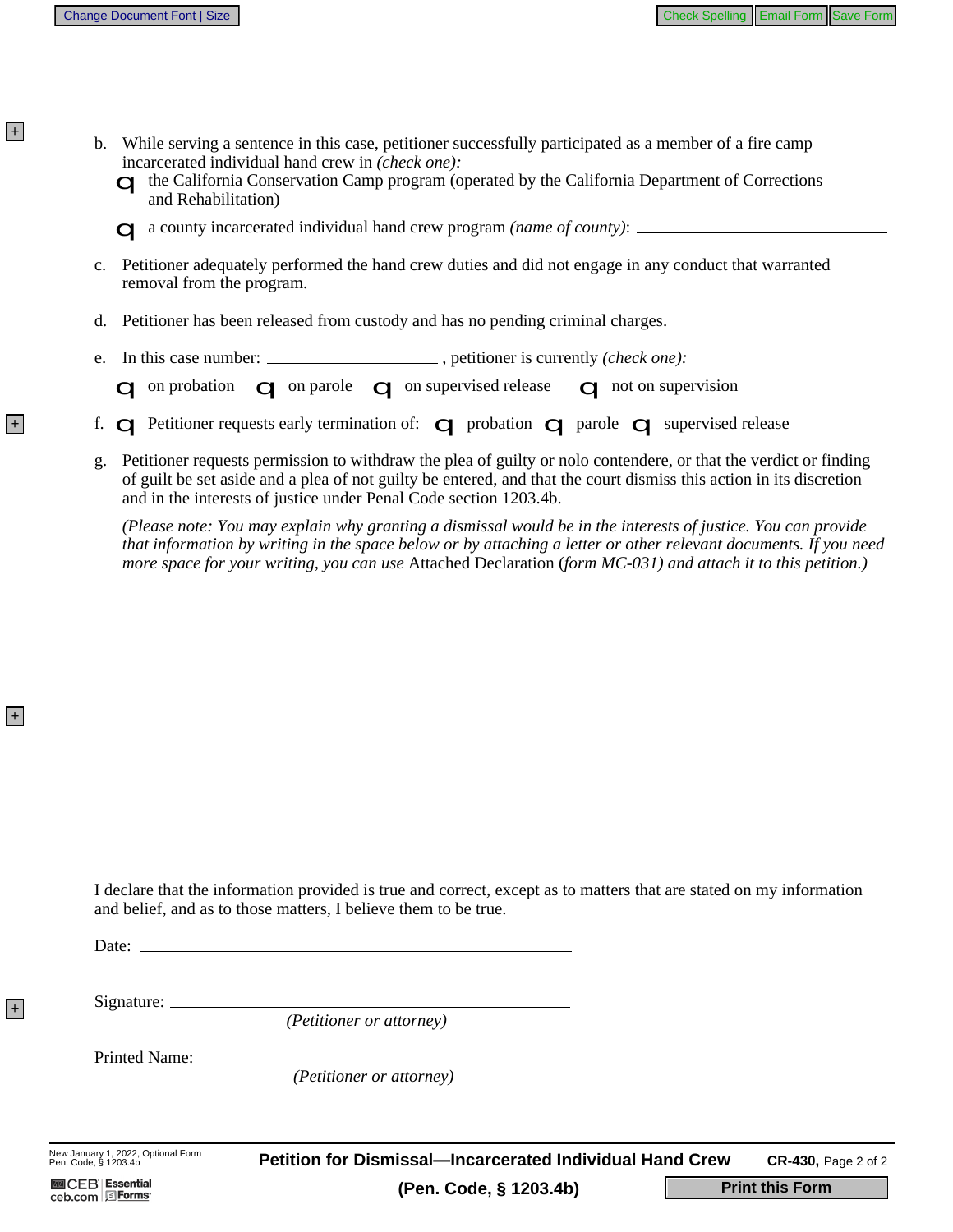b. While serving a sentence in this case, petitioner successfully participated as a member of a fire camp incarcerated individual hand crew in *(check one):*

- ☐ the California Conservation Camp program (operated by the California Department of Corrections and Rehabilitation)
- ☐ a county incarcerated individual hand crew program *(name of county)*: ______________________________

c. Petitioner adequately performed the hand crew duties and did not engage in any conduct that warranted removal from the program.

d. Petitioner has been released from custody and has no pending criminal charges.

e. In this case number: ____________________ , petitioner is currently *(check one):*

☐ on probation ☐ on parole ☐ on supervised release ☐ not on supervision

f. ☐ Petitioner requests early termination of: ☐ probation ☐ parole ☐ supervised release

g. Petitioner requests permission to withdraw the plea of guilty or nolo contendere, or that the verdict or finding of guilt be set aside and a plea of not guilty be entered, and that the court dismiss this action in its discretion and in the interests of justice under Penal Code section 1203.4b.

*(Please note: You may explain why granting a dismissal would be in the interests of justice. You can provide that information by writing in the space below or by attaching a letter or other relevant documents. If you need more space for your writing, you can use* Attached Declaration *(form MC-031) and attach it to this petition.)*

I declare that the information provided is true and correct, except as to matters that are stated on my information and belief, and as to those matters, I believe them to be true.

Date: ______________________________

Signature: ______________________________
*(Petitioner or attorney)*

Printed Name: ______________________________
*(Petitioner or attorney)*

New January 1, 2022, Optional Form
Pen. Code, § 1203.4b

**Petition for Dismissal—Incarcerated Individual Hand Crew**
**(Pen. Code, § 1203.4b)**

**CR-430,** Page 2 of 2